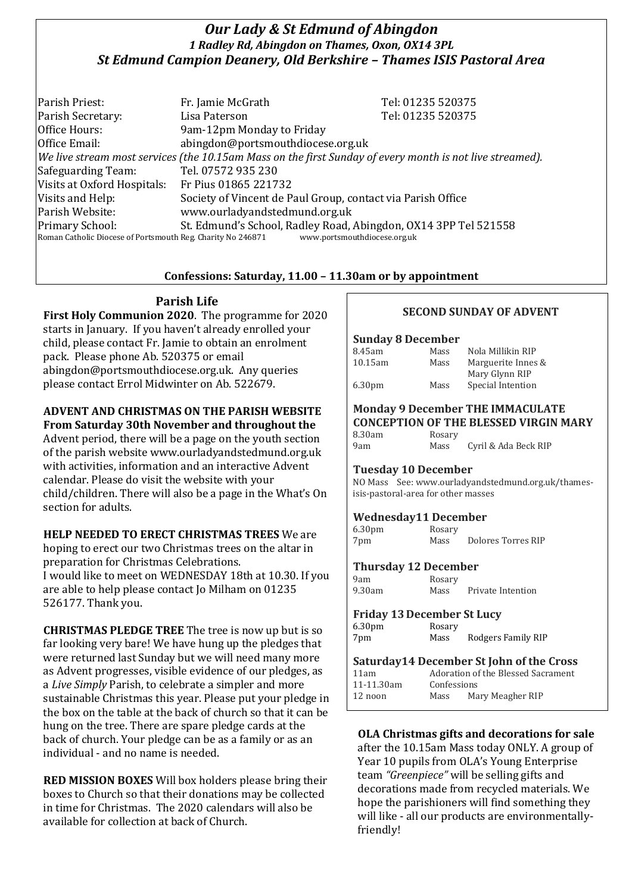# *Our Lady & St Edmund of Abingdon*

***1 Radley Rd, Abingdon on Thames, Oxon, OX14 3PL***

***St Edmund Campion Deanery, Old Berkshire – Thames ISIS Pastoral Area***

| | | |
|---|---|---|
| Parish Priest: | Fr. Jamie McGrath | Tel: 01235 520375 |
| Parish Secretary: | Lisa Paterson | Tel: 01235 520375 |
| Office Hours: | 9am-12pm Monday to Friday | |
| Office Email: | abingdon@portsmouthdiocese.org.uk | |

*We live stream most services (the 10.15am Mass on the first Sunday of every month is not live streamed).*

| | |
|---|---|
| Safeguarding Team: | Tel. 07572 935 230 |
| Visits at Oxford Hospitals: | Fr Pius 01865 221732 |
| Visits and Help: | Society of Vincent de Paul Group, contact via Parish Office |
| Parish Website: | www.ourladyandstedmund.org.uk |
| Primary School: | St. Edmund's School, Radley Road, Abingdon, OX14 3PP Tel 521558 |

Roman Catholic Diocese of Portsmouth Reg. Charity No 246871 www.portsmouthdiocese.org.uk

**Confessions: Saturday, 11.00 – 11.30am or by appointment**

## Parish Life

**First Holy Communion 2020**. The programme for 2020 starts in January. If you haven't already enrolled your child, please contact Fr. Jamie to obtain an enrolment pack. Please phone Ab. 520375 or email abingdon@portsmouthdiocese.org.uk. Any queries please contact Errol Midwinter on Ab. 522679.

**ADVENT AND CHRISTMAS ON THE PARISH WEBSITE From Saturday 30th November and throughout the** Advent period, there will be a page on the youth section of the parish website www.ourladyandstedmund.org.uk with activities, information and an interactive Advent calendar. Please do visit the website with your child/children. There will also be a page in the What's On section for adults.

**HELP NEEDED TO ERECT CHRISTMAS TREES** We are hoping to erect our two Christmas trees on the altar in preparation for Christmas Celebrations.
I would like to meet on WEDNESDAY 18th at 10.30. If you are able to help please contact Jo Milham on 01235 526177. Thank you.

**CHRISTMAS PLEDGE TREE** The tree is now up but is so far looking very bare! We have hung up the pledges that were returned last Sunday but we will need many more as Advent progresses, visible evidence of our pledges, as a *Live Simply* Parish, to celebrate a simpler and more sustainable Christmas this year. Please put your pledge in the box on the table at the back of church so that it can be hung on the tree. There are spare pledge cards at the back of church. Your pledge can be as a family or as an individual - and no name is needed.

**RED MISSION BOXES** Will box holders please bring their boxes to Church so that their donations may be collected in time for Christmas. The 2020 calendars will also be available for collection at back of Church.

## SECOND SUNDAY OF ADVENT

### Sunday 8 December

| | | |
|---|---|---|
| 8.45am | Mass | Nola Millikin RIP |
| 10.15am | Mass | Marguerite Innes & Mary Glynn RIP |
| 6.30pm | Mass | Special Intention |

### Monday 9 December THE IMMACULATE CONCEPTION OF THE BLESSED VIRGIN MARY

| | | |
|---|---|---|
| 8.30am | Rosary | |
| 9am | Mass | Cyril & Ada Beck RIP |

### Tuesday 10 December

NO Mass See: www.ourladyandstedmund.org.uk/thames-isis-pastoral-area for other masses

### Wednesday11 December

| | | |
|---|---|---|
| 6.30pm | Rosary | |
| 7pm | Mass | Dolores Torres RIP |

### Thursday 12 December

| | | |
|---|---|---|
| 9am | Rosary | |
| 9.30am | Mass | Private Intention |

### Friday 13 December St Lucy

| | | |
|---|---|---|
| 6.30pm | Rosary | |
| 7pm | Mass | Rodgers Family RIP |

### Saturday14 December St John of the Cross

| | | |
|---|---|---|
| 11am | Adoration of the Blessed Sacrament | |
| 11-11.30am | Confessions | |
| 12 noon | Mass | Mary Meagher RIP |

**OLA Christmas gifts and decorations for sale** after the 10.15am Mass today ONLY. A group of Year 10 pupils from OLA's Young Enterprise team *"Greenpiece"* will be selling gifts and decorations made from recycled materials. We hope the parishioners will find something they will like - all our products are environmentally-friendly!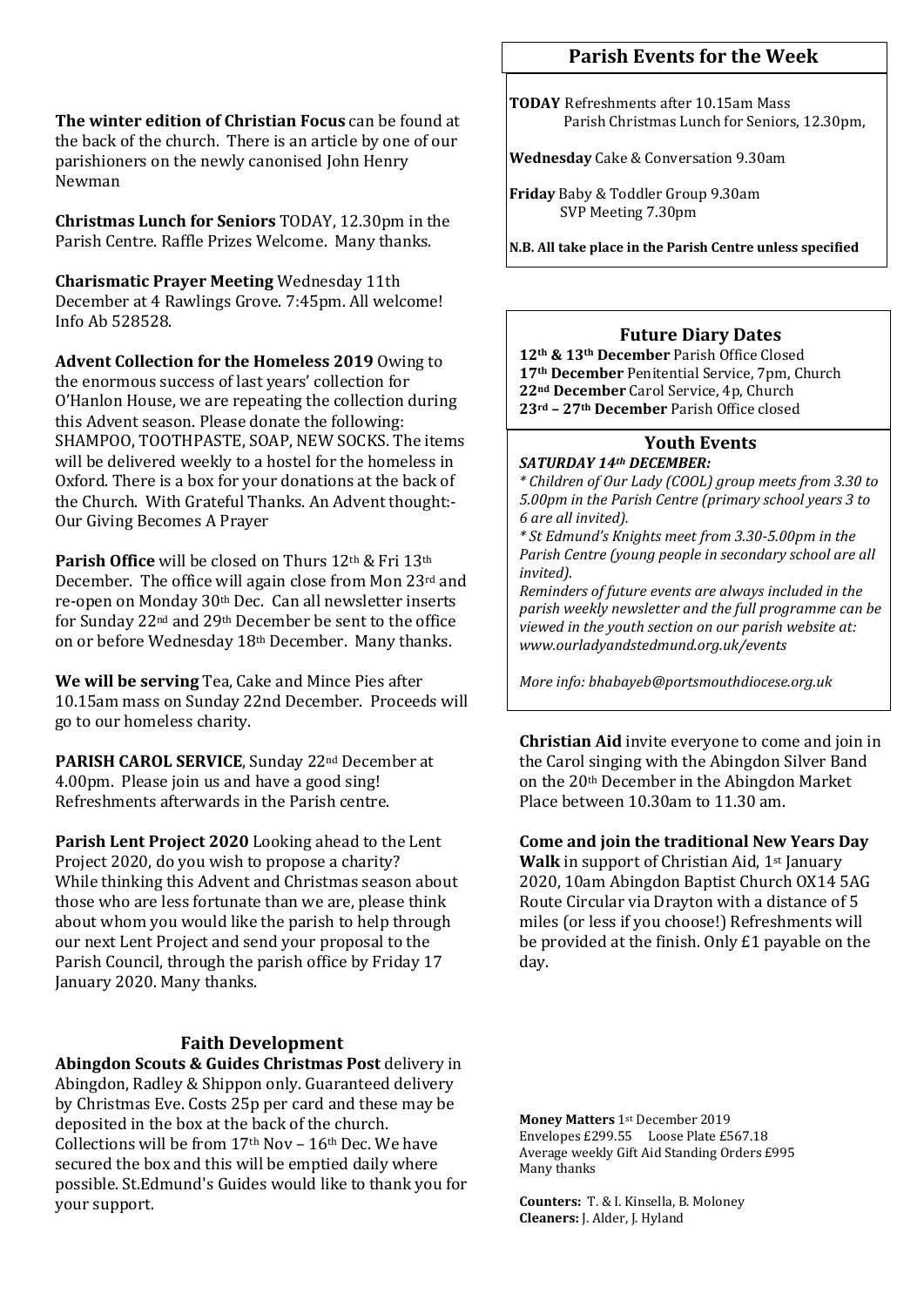**The winter edition of Christian Focus** can be found at the back of the church. There is an article by one of our parishioners on the newly canonised John Henry Newman

**Christmas Lunch for Seniors** TODAY, 12.30pm in the Parish Centre. Raffle Prizes Welcome. Many thanks.

**Charismatic Prayer Meeting** Wednesday 11th December at 4 Rawlings Grove. 7:45pm. All welcome! Info Ab 528528.

**Advent Collection for the Homeless 2019** Owing to the enormous success of last years' collection for O'Hanlon House, we are repeating the collection during this Advent season. Please donate the following: SHAMPOO, TOOTHPASTE, SOAP, NEW SOCKS. The items will be delivered weekly to a hostel for the homeless in Oxford. There is a box for your donations at the back of the Church. With Grateful Thanks. An Advent thought:- Our Giving Becomes A Prayer

**Parish Office** will be closed on Thurs 12th & Fri 13th December. The office will again close from Mon 23rd and re-open on Monday 30th Dec. Can all newsletter inserts for Sunday 22nd and 29th December be sent to the office on or before Wednesday 18th December. Many thanks.

**We will be serving** Tea, Cake and Mince Pies after 10.15am mass on Sunday 22nd December. Proceeds will go to our homeless charity.

**PARISH CAROL SERVICE**, Sunday 22nd December at 4.00pm. Please join us and have a good sing! Refreshments afterwards in the Parish centre.

**Parish Lent Project 2020** Looking ahead to the Lent Project 2020, do you wish to propose a charity? While thinking this Advent and Christmas season about those who are less fortunate than we are, please think about whom you would like the parish to help through our next Lent Project and send your proposal to the Parish Council, through the parish office by Friday 17 January 2020. Many thanks.

## Faith Development

**Abingdon Scouts & Guides Christmas Post** delivery in Abingdon, Radley & Shippon only. Guaranteed delivery by Christmas Eve. Costs 25p per card and these may be deposited in the box at the back of the church. Collections will be from 17th Nov – 16th Dec. We have secured the box and this will be emptied daily where possible. St.Edmund's Guides would like to thank you for your support.

## Parish Events for the Week

**TODAY** Refreshments after 10.15am Mass
Parish Christmas Lunch for Seniors, 12.30pm,

**Wednesday** Cake & Conversation 9.30am

**Friday** Baby & Toddler Group 9.30am
SVP Meeting 7.30pm

**N.B. All take place in the Parish Centre unless specified**

## Future Diary Dates

**12th & 13th December** Parish Office Closed
**17th December** Penitential Service, 7pm, Church
**22nd December** Carol Service, 4p, Church
**23rd – 27th December** Parish Office closed

## Youth Events

***SATURDAY 14th DECEMBER:***

*\* Children of Our Lady (COOL) group meets from 3.30 to 5.00pm in the Parish Centre (primary school years 3 to 6 are all invited).*

*\* St Edmund's Knights meet from 3.30-5.00pm in the Parish Centre (young people in secondary school are all invited).*

*Reminders of future events are always included in the parish weekly newsletter and the full programme can be viewed in the youth section on our parish website at: www.ourladyandstedmund.org.uk/events*

*More info: bhabayeb@portsmouthdiocese.org.uk*

**Christian Aid** invite everyone to come and join in the Carol singing with the Abingdon Silver Band on the 20th December in the Abingdon Market Place between 10.30am to 11.30 am.

**Come and join the traditional New Years Day Walk** in support of Christian Aid, 1st January 2020, 10am Abingdon Baptist Church OX14 5AG Route Circular via Drayton with a distance of 5 miles (or less if you choose!) Refreshments will be provided at the finish. Only £1 payable on the day.

**Money Matters** 1st December 2019
Envelopes £299.55 Loose Plate £567.18
Average weekly Gift Aid Standing Orders £995
Many thanks

**Counters:** T. & I. Kinsella, B. Moloney
**Cleaners:** J. Alder, J. Hyland